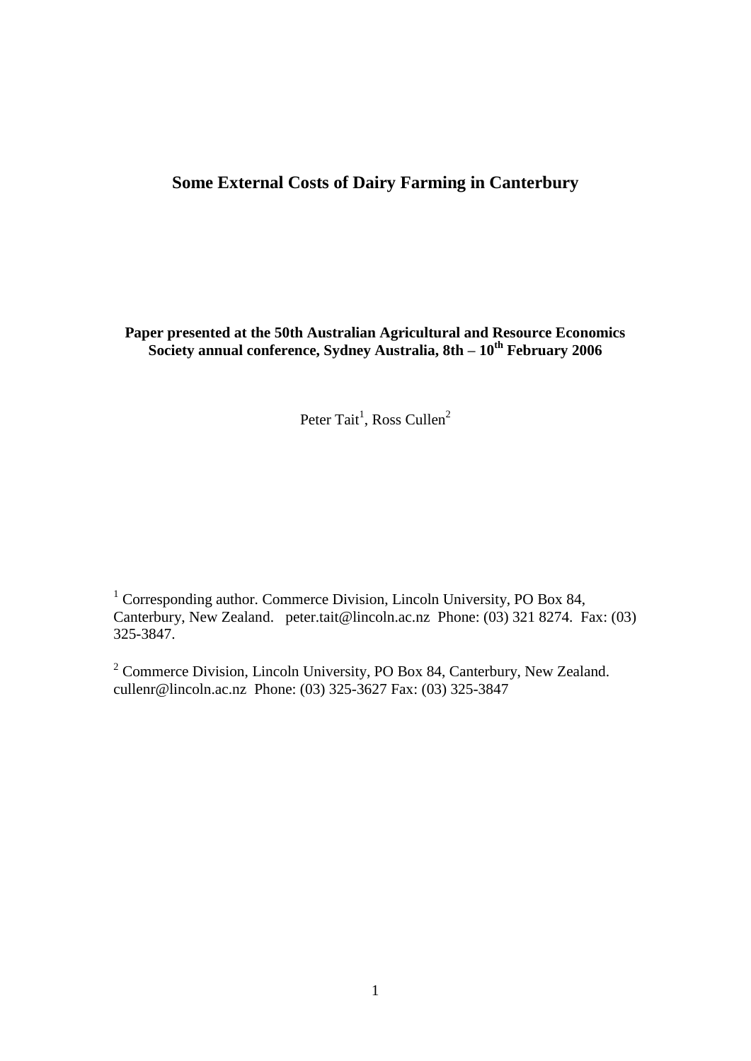# Some External Costs of Dairy Farming in Canterbury

**Paper presented at the 50th Australian Agricultural and Resource Economics Society annual conference, Sydney Australia, 8th – 10th February 2006**

Peter Tait[1], Ross Cullen[2]

[1] Corresponding author. Commerce Division, Lincoln University, PO Box 84, Canterbury, New Zealand. peter.tait@lincoln.ac.nz Phone: (03) 321 8274. Fax: (03) 325-3847.

[2] Commerce Division, Lincoln University, PO Box 84, Canterbury, New Zealand. cullenr@lincoln.ac.nz Phone: (03) 325-3627 Fax: (03) 325-3847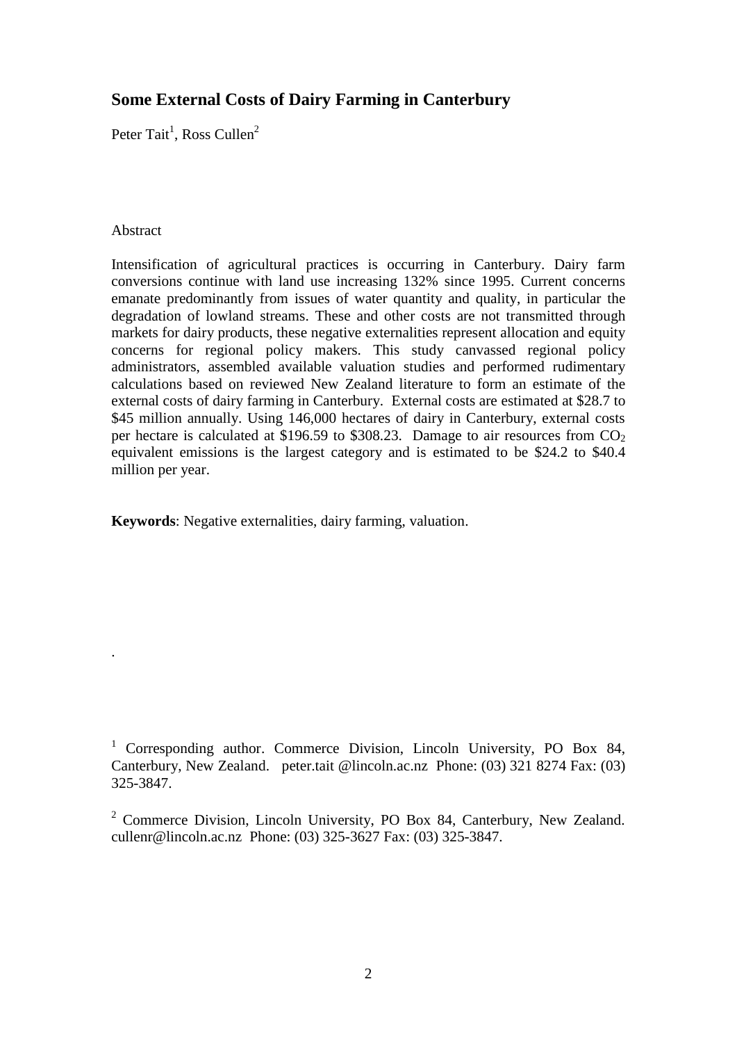# Some External Costs of Dairy Farming in Canterbury

Peter Tait[1], Ross Cullen[2]

Abstract

Intensification of agricultural practices is occurring in Canterbury. Dairy farm conversions continue with land use increasing 132% since 1995. Current concerns emanate predominantly from issues of water quantity and quality, in particular the degradation of lowland streams. These and other costs are not transmitted through markets for dairy products, these negative externalities represent allocation and equity concerns for regional policy makers. This study canvassed regional policy administrators, assembled available valuation studies and performed rudimentary calculations based on reviewed New Zealand literature to form an estimate of the external costs of dairy farming in Canterbury. External costs are estimated at $28.7 to $45 million annually. Using 146,000 hectares of dairy in Canterbury, external costs per hectare is calculated at $196.59 to $308.23. Damage to air resources from $CO_2$ equivalent emissions is the largest category and is estimated to be $24.2 to $40.4 million per year.

**Keywords**: Negative externalities, dairy farming, valuation.

.

[1] Corresponding author. Commerce Division, Lincoln University, PO Box 84, Canterbury, New Zealand. peter.tait @lincoln.ac.nz Phone: (03) 321 8274 Fax: (03) 325-3847.

[2] Commerce Division, Lincoln University, PO Box 84, Canterbury, New Zealand. cullenr@lincoln.ac.nz Phone: (03) 325-3627 Fax: (03) 325-3847.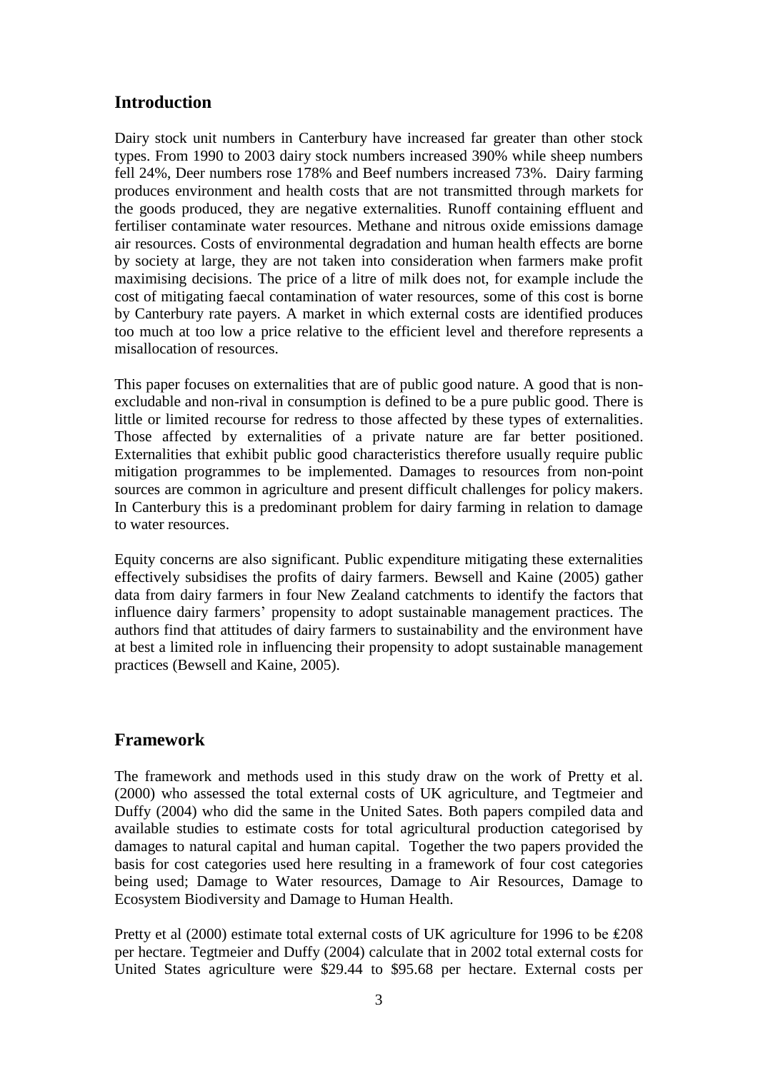## Introduction

Dairy stock unit numbers in Canterbury have increased far greater than other stock types. From 1990 to 2003 dairy stock numbers increased 390% while sheep numbers fell 24%, Deer numbers rose 178% and Beef numbers increased 73%. Dairy farming produces environment and health costs that are not transmitted through markets for the goods produced, they are negative externalities. Runoff containing effluent and fertiliser contaminate water resources. Methane and nitrous oxide emissions damage air resources. Costs of environmental degradation and human health effects are borne by society at large, they are not taken into consideration when farmers make profit maximising decisions. The price of a litre of milk does not, for example include the cost of mitigating faecal contamination of water resources, some of this cost is borne by Canterbury rate payers. A market in which external costs are identified produces too much at too low a price relative to the efficient level and therefore represents a misallocation of resources.

This paper focuses on externalities that are of public good nature. A good that is non-excludable and non-rival in consumption is defined to be a pure public good. There is little or limited recourse for redress to those affected by these types of externalities. Those affected by externalities of a private nature are far better positioned. Externalities that exhibit public good characteristics therefore usually require public mitigation programmes to be implemented. Damages to resources from non-point sources are common in agriculture and present difficult challenges for policy makers. In Canterbury this is a predominant problem for dairy farming in relation to damage to water resources.

Equity concerns are also significant. Public expenditure mitigating these externalities effectively subsidises the profits of dairy farmers. Bewsell and Kaine (2005) gather data from dairy farmers in four New Zealand catchments to identify the factors that influence dairy farmers' propensity to adopt sustainable management practices. The authors find that attitudes of dairy farmers to sustainability and the environment have at best a limited role in influencing their propensity to adopt sustainable management practices (Bewsell and Kaine, 2005).

## Framework

The framework and methods used in this study draw on the work of Pretty et al. (2000) who assessed the total external costs of UK agriculture, and Tegtmeier and Duffy (2004) who did the same in the United Sates. Both papers compiled data and available studies to estimate costs for total agricultural production categorised by damages to natural capital and human capital. Together the two papers provided the basis for cost categories used here resulting in a framework of four cost categories being used; Damage to Water resources, Damage to Air Resources, Damage to Ecosystem Biodiversity and Damage to Human Health.

Pretty et al (2000) estimate total external costs of UK agriculture for 1996 to be ₤208 per hectare. Tegtmeier and Duffy (2004) calculate that in 2002 total external costs for United States agriculture were $29.44 to $95.68 per hectare. External costs per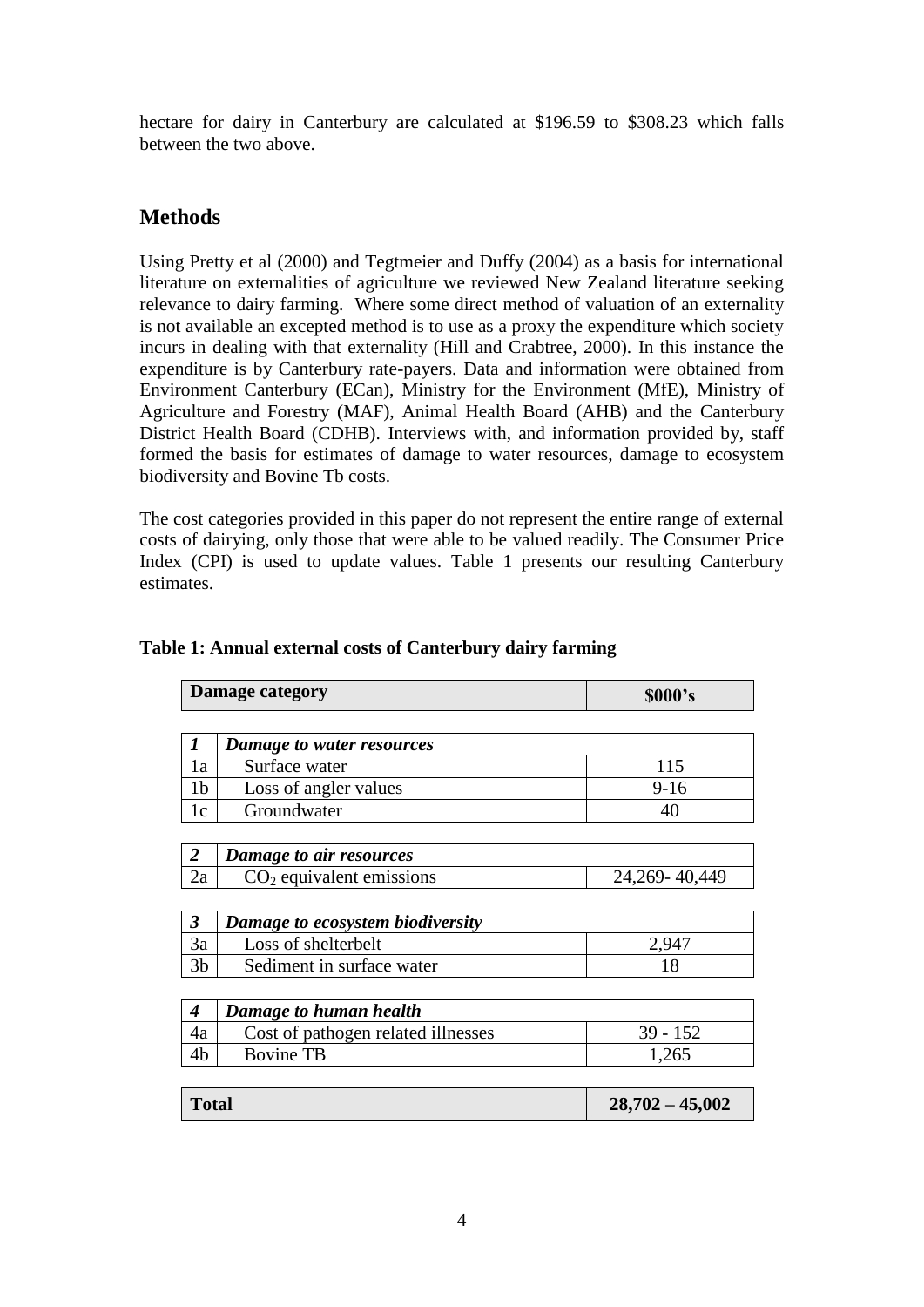hectare for dairy in Canterbury are calculated at \$196.59 to \$308.23 which falls between the two above.

## Methods

Using Pretty et al (2000) and Tegtmeier and Duffy (2004) as a basis for international literature on externalities of agriculture we reviewed New Zealand literature seeking relevance to dairy farming. Where some direct method of valuation of an externality is not available an excepted method is to use as a proxy the expenditure which society incurs in dealing with that externality (Hill and Crabtree, 2000). In this instance the expenditure is by Canterbury rate-payers. Data and information were obtained from Environment Canterbury (ECan), Ministry for the Environment (MfE), Ministry of Agriculture and Forestry (MAF), Animal Health Board (AHB) and the Canterbury District Health Board (CDHB). Interviews with, and information provided by, staff formed the basis for estimates of damage to water resources, damage to ecosystem biodiversity and Bovine Tb costs.

The cost categories provided in this paper do not represent the entire range of external costs of dairying, only those that were able to be valued readily. The Consumer Price Index (CPI) is used to update values. Table 1 presents our resulting Canterbury estimates.

**Table 1: Annual external costs of Canterbury dairy farming**

| | **Damage category** | **\$000's** |
|---|---|---|
| ***1*** | ***Damage to water resources*** | |
| 1a | Surface water | 115 |
| 1b | Loss of angler values | 9-16 |
| 1c | Groundwater | 40 |
| ***2*** | ***Damage to air resources*** | |
| 2a | $CO_2$ equivalent emissions | 24,269- 40,449 |
| ***3*** | ***Damage to ecosystem biodiversity*** | |
| 3a | Loss of shelterbelt | 2,947 |
| 3b | Sediment in surface water | 18 |
| ***4*** | ***Damage to human health*** | |
| 4a | Cost of pathogen related illnesses | 39 - 152 |
| 4b | Bovine TB | 1,265 |
| | **Total** | **28,702 – 45,002** |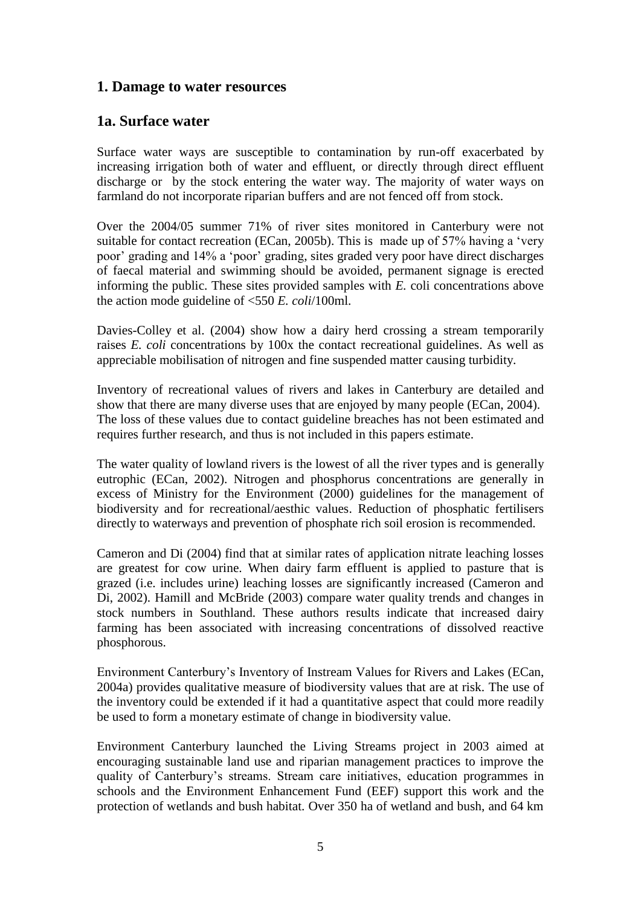## 1. Damage to water resources

## 1a. Surface water

Surface water ways are susceptible to contamination by run-off exacerbated by increasing irrigation both of water and effluent, or directly through direct effluent discharge or by the stock entering the water way. The majority of water ways on farmland do not incorporate riparian buffers and are not fenced off from stock.

Over the 2004/05 summer 71% of river sites monitored in Canterbury were not suitable for contact recreation (ECan, 2005b). This is made up of 57% having a 'very poor' grading and 14% a 'poor' grading, sites graded very poor have direct discharges of faecal material and swimming should be avoided, permanent signage is erected informing the public. These sites provided samples with *E.* coli concentrations above the action mode guideline of <550 *E. coli*/100ml.

Davies-Colley et al. (2004) show how a dairy herd crossing a stream temporarily raises *E. coli* concentrations by 100x the contact recreational guidelines. As well as appreciable mobilisation of nitrogen and fine suspended matter causing turbidity.

Inventory of recreational values of rivers and lakes in Canterbury are detailed and show that there are many diverse uses that are enjoyed by many people (ECan, 2004). The loss of these values due to contact guideline breaches has not been estimated and requires further research, and thus is not included in this papers estimate.

The water quality of lowland rivers is the lowest of all the river types and is generally eutrophic (ECan, 2002). Nitrogen and phosphorus concentrations are generally in excess of Ministry for the Environment (2000) guidelines for the management of biodiversity and for recreational/aesthic values. Reduction of phosphatic fertilisers directly to waterways and prevention of phosphate rich soil erosion is recommended.

Cameron and Di (2004) find that at similar rates of application nitrate leaching losses are greatest for cow urine. When dairy farm effluent is applied to pasture that is grazed (i.e. includes urine) leaching losses are significantly increased (Cameron and Di, 2002). Hamill and McBride (2003) compare water quality trends and changes in stock numbers in Southland. These authors results indicate that increased dairy farming has been associated with increasing concentrations of dissolved reactive phosphorous.

Environment Canterbury's Inventory of Instream Values for Rivers and Lakes (ECan, 2004a) provides qualitative measure of biodiversity values that are at risk. The use of the inventory could be extended if it had a quantitative aspect that could more readily be used to form a monetary estimate of change in biodiversity value.

Environment Canterbury launched the Living Streams project in 2003 aimed at encouraging sustainable land use and riparian management practices to improve the quality of Canterbury's streams. Stream care initiatives, education programmes in schools and the Environment Enhancement Fund (EEF) support this work and the protection of wetlands and bush habitat. Over 350 ha of wetland and bush, and 64 km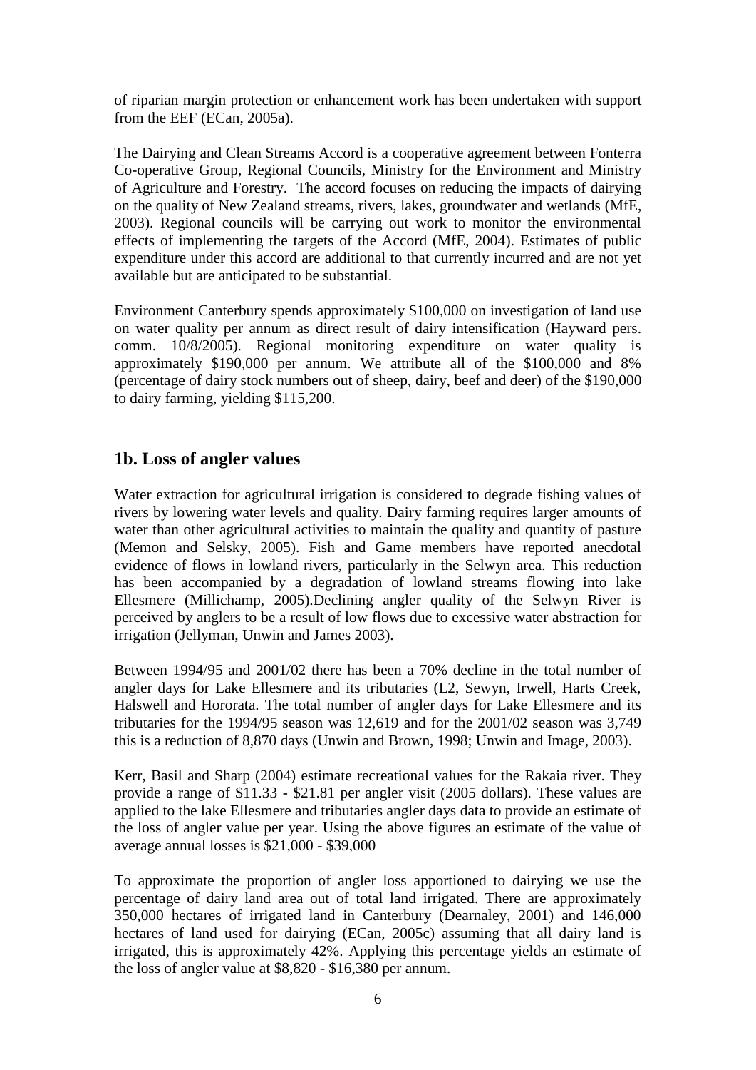of riparian margin protection or enhancement work has been undertaken with support from the EEF (ECan, 2005a).

The Dairying and Clean Streams Accord is a cooperative agreement between Fonterra Co-operative Group, Regional Councils, Ministry for the Environment and Ministry of Agriculture and Forestry. The accord focuses on reducing the impacts of dairying on the quality of New Zealand streams, rivers, lakes, groundwater and wetlands (MfE, 2003). Regional councils will be carrying out work to monitor the environmental effects of implementing the targets of the Accord (MfE, 2004). Estimates of public expenditure under this accord are additional to that currently incurred and are not yet available but are anticipated to be substantial.

Environment Canterbury spends approximately $100,000 on investigation of land use on water quality per annum as direct result of dairy intensification (Hayward pers. comm. 10/8/2005). Regional monitoring expenditure on water quality is approximately $190,000 per annum. We attribute all of the $100,000 and 8% (percentage of dairy stock numbers out of sheep, dairy, beef and deer) of the $190,000 to dairy farming, yielding $115,200.

## 1b. Loss of angler values

Water extraction for agricultural irrigation is considered to degrade fishing values of rivers by lowering water levels and quality. Dairy farming requires larger amounts of water than other agricultural activities to maintain the quality and quantity of pasture (Memon and Selsky, 2005). Fish and Game members have reported anecdotal evidence of flows in lowland rivers, particularly in the Selwyn area. This reduction has been accompanied by a degradation of lowland streams flowing into lake Ellesmere (Millichamp, 2005).Declining angler quality of the Selwyn River is perceived by anglers to be a result of low flows due to excessive water abstraction for irrigation (Jellyman, Unwin and James 2003).

Between 1994/95 and 2001/02 there has been a 70% decline in the total number of angler days for Lake Ellesmere and its tributaries (L2, Sewyn, Irwell, Harts Creek, Halswell and Hororata. The total number of angler days for Lake Ellesmere and its tributaries for the 1994/95 season was 12,619 and for the 2001/02 season was 3,749 this is a reduction of 8,870 days (Unwin and Brown, 1998; Unwin and Image, 2003).

Kerr, Basil and Sharp (2004) estimate recreational values for the Rakaia river. They provide a range of $11.33 - $21.81 per angler visit (2005 dollars). These values are applied to the lake Ellesmere and tributaries angler days data to provide an estimate of the loss of angler value per year. Using the above figures an estimate of the value of average annual losses is $21,000 - $39,000

To approximate the proportion of angler loss apportioned to dairying we use the percentage of dairy land area out of total land irrigated. There are approximately 350,000 hectares of irrigated land in Canterbury (Dearnaley, 2001) and 146,000 hectares of land used for dairying (ECan, 2005c) assuming that all dairy land is irrigated, this is approximately 42%. Applying this percentage yields an estimate of the loss of angler value at $8,820 - $16,380 per annum.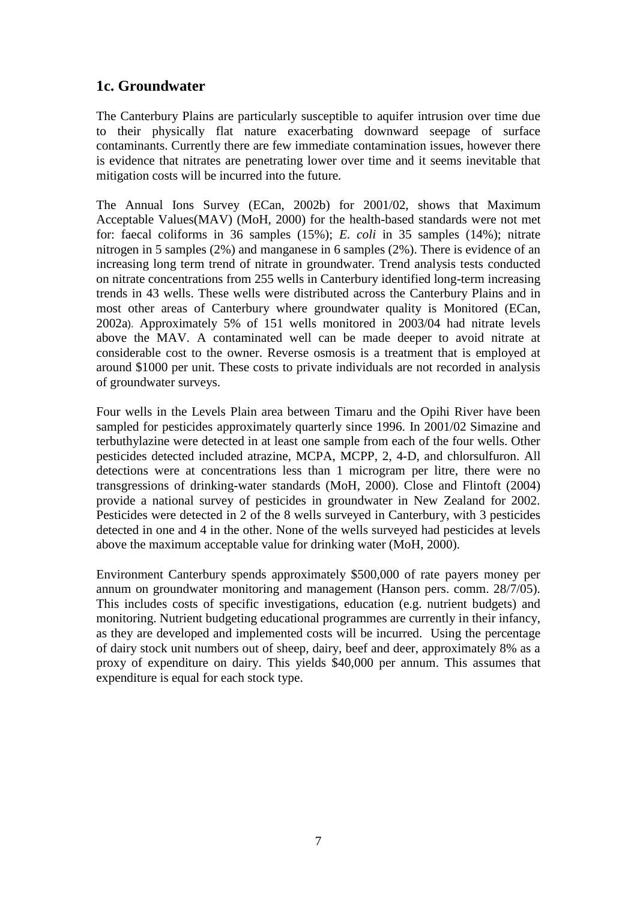## 1c. Groundwater

The Canterbury Plains are particularly susceptible to aquifer intrusion over time due to their physically flat nature exacerbating downward seepage of surface contaminants. Currently there are few immediate contamination issues, however there is evidence that nitrates are penetrating lower over time and it seems inevitable that mitigation costs will be incurred into the future.

The Annual Ions Survey (ECan, 2002b) for 2001/02, shows that Maximum Acceptable Values(MAV) (MoH, 2000) for the health-based standards were not met for: faecal coliforms in 36 samples (15%); *E. coli* in 35 samples (14%); nitrate nitrogen in 5 samples (2%) and manganese in 6 samples (2%). There is evidence of an increasing long term trend of nitrate in groundwater. Trend analysis tests conducted on nitrate concentrations from 255 wells in Canterbury identified long-term increasing trends in 43 wells. These wells were distributed across the Canterbury Plains and in most other areas of Canterbury where groundwater quality is Monitored (ECan, 2002a). Approximately 5% of 151 wells monitored in 2003/04 had nitrate levels above the MAV. A contaminated well can be made deeper to avoid nitrate at considerable cost to the owner. Reverse osmosis is a treatment that is employed at around $1000 per unit. These costs to private individuals are not recorded in analysis of groundwater surveys.

Four wells in the Levels Plain area between Timaru and the Opihi River have been sampled for pesticides approximately quarterly since 1996. In 2001/02 Simazine and terbuthylazine were detected in at least one sample from each of the four wells. Other pesticides detected included atrazine, MCPA, MCPP, 2, 4-D, and chlorsulfuron. All detections were at concentrations less than 1 microgram per litre, there were no transgressions of drinking-water standards (MoH, 2000). Close and Flintoft (2004) provide a national survey of pesticides in groundwater in New Zealand for 2002. Pesticides were detected in 2 of the 8 wells surveyed in Canterbury, with 3 pesticides detected in one and 4 in the other. None of the wells surveyed had pesticides at levels above the maximum acceptable value for drinking water (MoH, 2000).

Environment Canterbury spends approximately $500,000 of rate payers money per annum on groundwater monitoring and management (Hanson pers. comm. 28/7/05). This includes costs of specific investigations, education (e.g. nutrient budgets) and monitoring. Nutrient budgeting educational programmes are currently in their infancy, as they are developed and implemented costs will be incurred. Using the percentage of dairy stock unit numbers out of sheep, dairy, beef and deer, approximately 8% as a proxy of expenditure on dairy. This yields $40,000 per annum. This assumes that expenditure is equal for each stock type.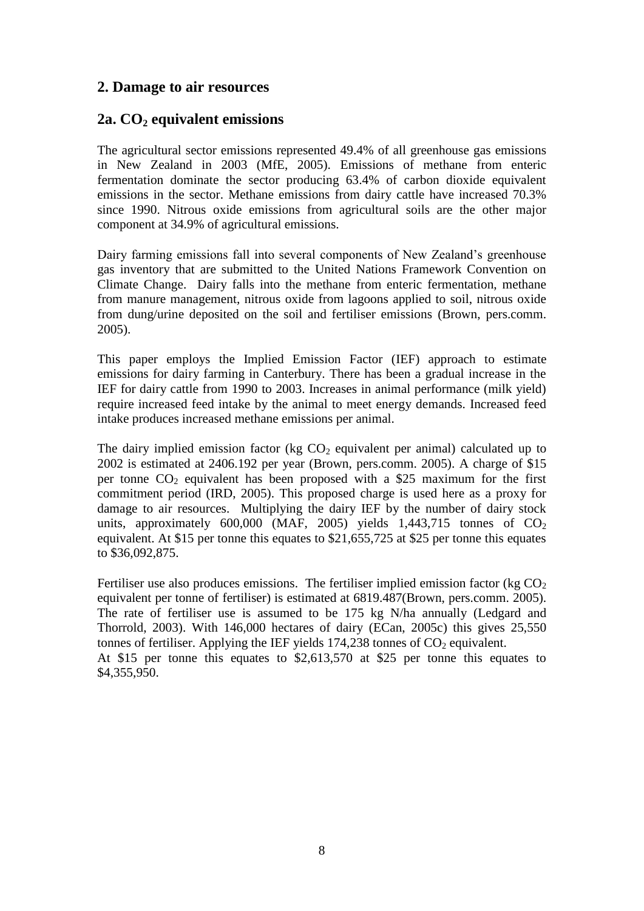## 2. Damage to air resources

## 2a. $CO_2$ equivalent emissions

The agricultural sector emissions represented 49.4% of all greenhouse gas emissions in New Zealand in 2003 (MfE, 2005). Emissions of methane from enteric fermentation dominate the sector producing 63.4% of carbon dioxide equivalent emissions in the sector. Methane emissions from dairy cattle have increased 70.3% since 1990. Nitrous oxide emissions from agricultural soils are the other major component at 34.9% of agricultural emissions.

Dairy farming emissions fall into several components of New Zealand's greenhouse gas inventory that are submitted to the United Nations Framework Convention on Climate Change. Dairy falls into the methane from enteric fermentation, methane from manure management, nitrous oxide from lagoons applied to soil, nitrous oxide from dung/urine deposited on the soil and fertiliser emissions (Brown, pers.comm. 2005).

This paper employs the Implied Emission Factor (IEF) approach to estimate emissions for dairy farming in Canterbury. There has been a gradual increase in the IEF for dairy cattle from 1990 to 2003. Increases in animal performance (milk yield) require increased feed intake by the animal to meet energy demands. Increased feed intake produces increased methane emissions per animal.

The dairy implied emission factor (kg $CO_2$ equivalent per animal) calculated up to 2002 is estimated at 2406.192 per year (Brown, pers.comm. 2005). A charge of $15 per tonne $CO_2$ equivalent has been proposed with a $25 maximum for the first commitment period (IRD, 2005). This proposed charge is used here as a proxy for damage to air resources. Multiplying the dairy IEF by the number of dairy stock units, approximately 600,000 (MAF, 2005) yields 1,443,715 tonnes of $CO_2$ equivalent. At $15 per tonne this equates to $21,655,725 at $25 per tonne this equates to $36,092,875.

Fertiliser use also produces emissions. The fertiliser implied emission factor (kg $CO_2$ equivalent per tonne of fertiliser) is estimated at 6819.487(Brown, pers.comm. 2005). The rate of fertiliser use is assumed to be 175 kg N/ha annually (Ledgard and Thorrold, 2003). With 146,000 hectares of dairy (ECan, 2005c) this gives 25,550 tonnes of fertiliser. Applying the IEF yields 174,238 tonnes of $CO_2$ equivalent.
At $15 per tonne this equates to $2,613,570 at $25 per tonne this equates to $4,355,950.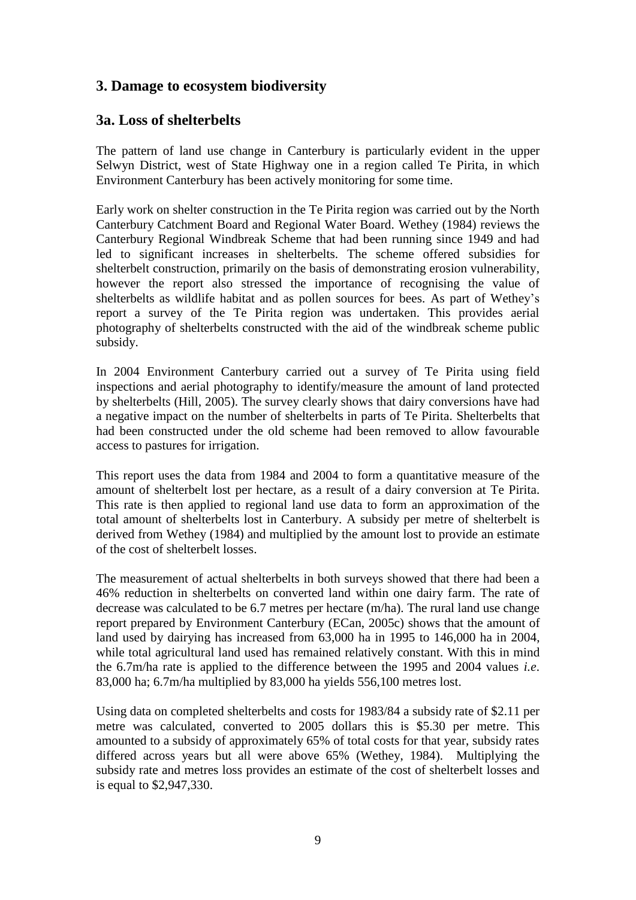## 3. Damage to ecosystem biodiversity

## 3a. Loss of shelterbelts

The pattern of land use change in Canterbury is particularly evident in the upper Selwyn District, west of State Highway one in a region called Te Pirita, in which Environment Canterbury has been actively monitoring for some time.

Early work on shelter construction in the Te Pirita region was carried out by the North Canterbury Catchment Board and Regional Water Board. Wethey (1984) reviews the Canterbury Regional Windbreak Scheme that had been running since 1949 and had led to significant increases in shelterbelts. The scheme offered subsidies for shelterbelt construction, primarily on the basis of demonstrating erosion vulnerability, however the report also stressed the importance of recognising the value of shelterbelts as wildlife habitat and as pollen sources for bees. As part of Wethey's report a survey of the Te Pirita region was undertaken. This provides aerial photography of shelterbelts constructed with the aid of the windbreak scheme public subsidy.

In 2004 Environment Canterbury carried out a survey of Te Pirita using field inspections and aerial photography to identify/measure the amount of land protected by shelterbelts (Hill, 2005). The survey clearly shows that dairy conversions have had a negative impact on the number of shelterbelts in parts of Te Pirita. Shelterbelts that had been constructed under the old scheme had been removed to allow favourable access to pastures for irrigation.

This report uses the data from 1984 and 2004 to form a quantitative measure of the amount of shelterbelt lost per hectare, as a result of a dairy conversion at Te Pirita. This rate is then applied to regional land use data to form an approximation of the total amount of shelterbelts lost in Canterbury. A subsidy per metre of shelterbelt is derived from Wethey (1984) and multiplied by the amount lost to provide an estimate of the cost of shelterbelt losses.

The measurement of actual shelterbelts in both surveys showed that there had been a 46% reduction in shelterbelts on converted land within one dairy farm. The rate of decrease was calculated to be 6.7 metres per hectare (m/ha). The rural land use change report prepared by Environment Canterbury (ECan, 2005c) shows that the amount of land used by dairying has increased from 63,000 ha in 1995 to 146,000 ha in 2004, while total agricultural land used has remained relatively constant. With this in mind the 6.7m/ha rate is applied to the difference between the 1995 and 2004 values *i.e.* 83,000 ha; 6.7m/ha multiplied by 83,000 ha yields 556,100 metres lost.

Using data on completed shelterbelts and costs for 1983/84 a subsidy rate of $2.11 per metre was calculated, converted to 2005 dollars this is $5.30 per metre. This amounted to a subsidy of approximately 65% of total costs for that year, subsidy rates differed across years but all were above 65% (Wethey, 1984). Multiplying the subsidy rate and metres loss provides an estimate of the cost of shelterbelt losses and is equal to $2,947,330.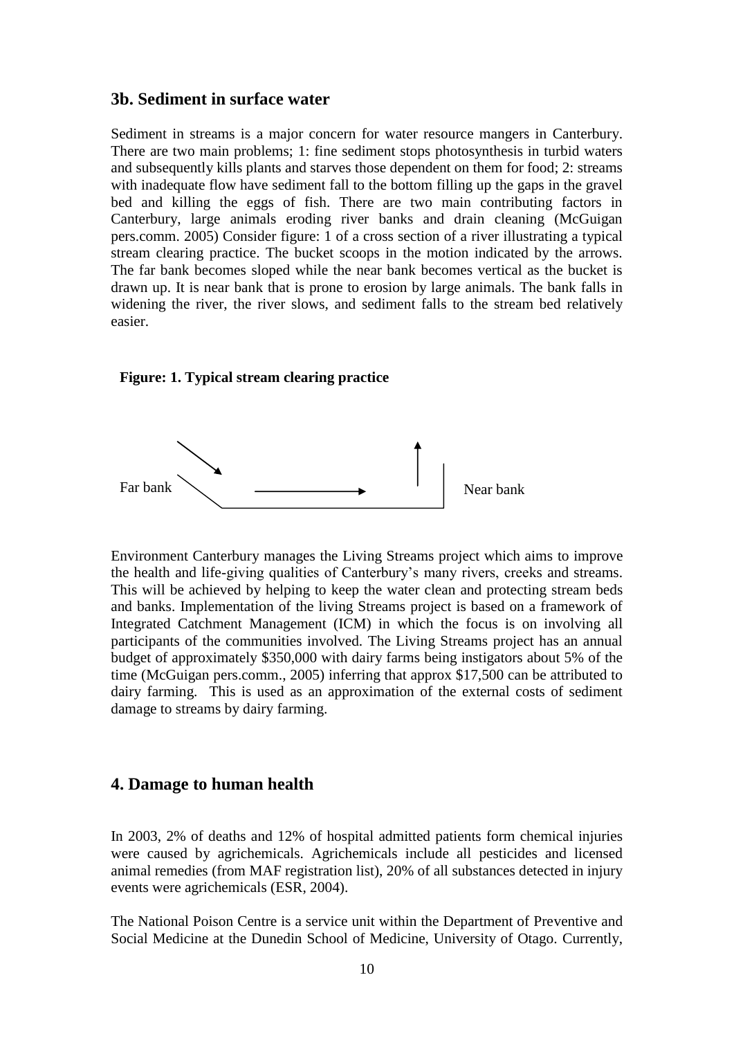## 3b. Sediment in surface water

Sediment in streams is a major concern for water resource mangers in Canterbury. There are two main problems; 1: fine sediment stops photosynthesis in turbid waters and subsequently kills plants and starves those dependent on them for food; 2: streams with inadequate flow have sediment fall to the bottom filling up the gaps in the gravel bed and killing the eggs of fish. There are two main contributing factors in Canterbury, large animals eroding river banks and drain cleaning (McGuigan pers.comm. 2005) Consider figure: 1 of a cross section of a river illustrating a typical stream clearing practice. The bucket scoops in the motion indicated by the arrows. The far bank becomes sloped while the near bank becomes vertical as the bucket is drawn up. It is near bank that is prone to erosion by large animals. The bank falls in widening the river, the river slows, and sediment falls to the stream bed relatively easier.

**Figure: 1. Typical stream clearing practice**

Far bank Near bank

Environment Canterbury manages the Living Streams project which aims to improve the health and life-giving qualities of Canterbury's many rivers, creeks and streams. This will be achieved by helping to keep the water clean and protecting stream beds and banks. Implementation of the living Streams project is based on a framework of Integrated Catchment Management (ICM) in which the focus is on involving all participants of the communities involved. The Living Streams project has an annual budget of approximately \$350,000 with dairy farms being instigators about 5% of the time (McGuigan pers.comm., 2005) inferring that approx \$17,500 can be attributed to dairy farming. This is used as an approximation of the external costs of sediment damage to streams by dairy farming.

## 4. Damage to human health

In 2003, 2% of deaths and 12% of hospital admitted patients form chemical injuries were caused by agrichemicals. Agrichemicals include all pesticides and licensed animal remedies (from MAF registration list), 20% of all substances detected in injury events were agrichemicals (ESR, 2004).

The National Poison Centre is a service unit within the Department of Preventive and Social Medicine at the Dunedin School of Medicine, University of Otago. Currently,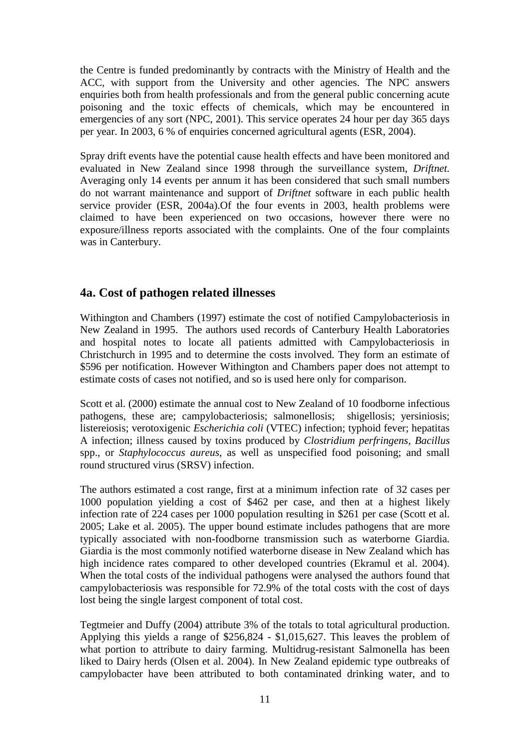the Centre is funded predominantly by contracts with the Ministry of Health and the ACC, with support from the University and other agencies. The NPC answers enquiries both from health professionals and from the general public concerning acute poisoning and the toxic effects of chemicals, which may be encountered in emergencies of any sort (NPC, 2001). This service operates 24 hour per day 365 days per year. In 2003, 6 % of enquiries concerned agricultural agents (ESR, 2004).

Spray drift events have the potential cause health effects and have been monitored and evaluated in New Zealand since 1998 through the surveillance system, *Driftnet.* Averaging only 14 events per annum it has been considered that such small numbers do not warrant maintenance and support of *Driftnet* software in each public health service provider (ESR, 2004a).Of the four events in 2003, health problems were claimed to have been experienced on two occasions, however there were no exposure/illness reports associated with the complaints. One of the four complaints was in Canterbury.

## 4a. Cost of pathogen related illnesses

Withington and Chambers (1997) estimate the cost of notified Campylobacteriosis in New Zealand in 1995. The authors used records of Canterbury Health Laboratories and hospital notes to locate all patients admitted with Campylobacteriosis in Christchurch in 1995 and to determine the costs involved. They form an estimate of \$596 per notification. However Withington and Chambers paper does not attempt to estimate costs of cases not notified, and so is used here only for comparison.

Scott et al. (2000) estimate the annual cost to New Zealand of 10 foodborne infectious pathogens, these are; campylobacteriosis; salmonellosis; shigellosis; yersiniosis; listereiosis; verotoxigenic *Escherichia coli* (VTEC) infection; typhoid fever; hepatitas A infection; illness caused by toxins produced by *Clostridium perfringens*, *Bacillus* spp., or *Staphylococcus aureus*, as well as unspecified food poisoning; and small round structured virus (SRSV) infection.

The authors estimated a cost range, first at a minimum infection rate of 32 cases per 1000 population yielding a cost of \$462 per case, and then at a highest likely infection rate of 224 cases per 1000 population resulting in \$261 per case (Scott et al. 2005; Lake et al. 2005). The upper bound estimate includes pathogens that are more typically associated with non-foodborne transmission such as waterborne Giardia. Giardia is the most commonly notified waterborne disease in New Zealand which has high incidence rates compared to other developed countries (Ekramul et al. 2004). When the total costs of the individual pathogens were analysed the authors found that campylobacteriosis was responsible for 72.9% of the total costs with the cost of days lost being the single largest component of total cost.

Tegtmeier and Duffy (2004) attribute 3% of the totals to total agricultural production. Applying this yields a range of \$256,824 - \$1,015,627. This leaves the problem of what portion to attribute to dairy farming. Multidrug-resistant Salmonella has been liked to Dairy herds (Olsen et al. 2004). In New Zealand epidemic type outbreaks of campylobacter have been attributed to both contaminated drinking water, and to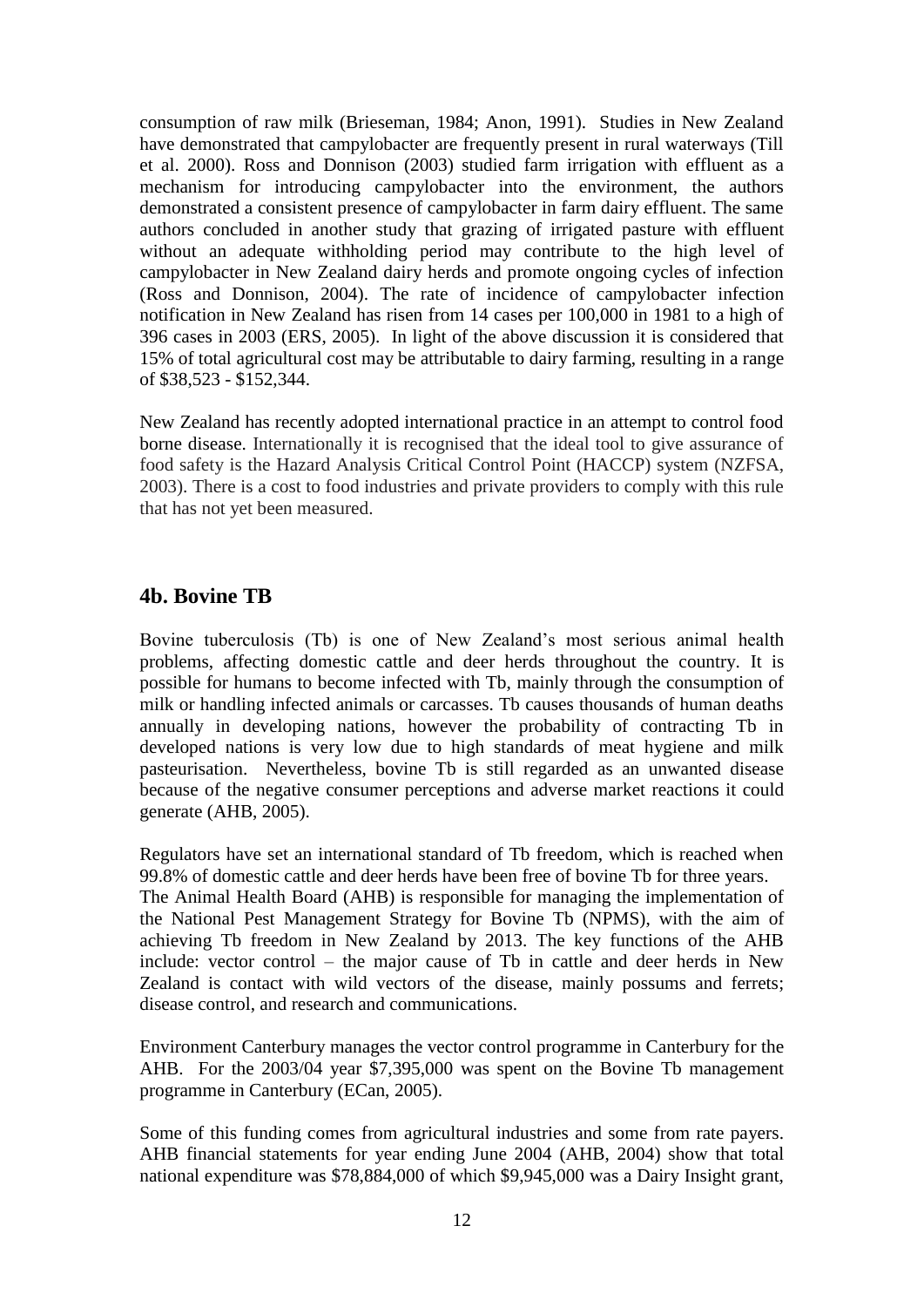consumption of raw milk (Brieseman, 1984; Anon, 1991). Studies in New Zealand have demonstrated that campylobacter are frequently present in rural waterways (Till et al. 2000). Ross and Donnison (2003) studied farm irrigation with effluent as a mechanism for introducing campylobacter into the environment, the authors demonstrated a consistent presence of campylobacter in farm dairy effluent. The same authors concluded in another study that grazing of irrigated pasture with effluent without an adequate withholding period may contribute to the high level of campylobacter in New Zealand dairy herds and promote ongoing cycles of infection (Ross and Donnison, 2004). The rate of incidence of campylobacter infection notification in New Zealand has risen from 14 cases per 100,000 in 1981 to a high of 396 cases in 2003 (ERS, 2005). In light of the above discussion it is considered that 15% of total agricultural cost may be attributable to dairy farming, resulting in a range of $38,523 - $152,344.

New Zealand has recently adopted international practice in an attempt to control food borne disease. Internationally it is recognised that the ideal tool to give assurance of food safety is the Hazard Analysis Critical Control Point (HACCP) system (NZFSA, 2003). There is a cost to food industries and private providers to comply with this rule that has not yet been measured.

## 4b. Bovine TB

Bovine tuberculosis (Tb) is one of New Zealand's most serious animal health problems, affecting domestic cattle and deer herds throughout the country. It is possible for humans to become infected with Tb, mainly through the consumption of milk or handling infected animals or carcasses. Tb causes thousands of human deaths annually in developing nations, however the probability of contracting Tb in developed nations is very low due to high standards of meat hygiene and milk pasteurisation. Nevertheless, bovine Tb is still regarded as an unwanted disease because of the negative consumer perceptions and adverse market reactions it could generate (AHB, 2005).

Regulators have set an international standard of Tb freedom, which is reached when 99.8% of domestic cattle and deer herds have been free of bovine Tb for three years.
The Animal Health Board (AHB) is responsible for managing the implementation of the National Pest Management Strategy for Bovine Tb (NPMS), with the aim of achieving Tb freedom in New Zealand by 2013. The key functions of the AHB include: vector control – the major cause of Tb in cattle and deer herds in New Zealand is contact with wild vectors of the disease, mainly possums and ferrets; disease control, and research and communications.

Environment Canterbury manages the vector control programme in Canterbury for the AHB. For the 2003/04 year $7,395,000 was spent on the Bovine Tb management programme in Canterbury (ECan, 2005).

Some of this funding comes from agricultural industries and some from rate payers. AHB financial statements for year ending June 2004 (AHB, 2004) show that total national expenditure was $78,884,000 of which $9,945,000 was a Dairy Insight grant,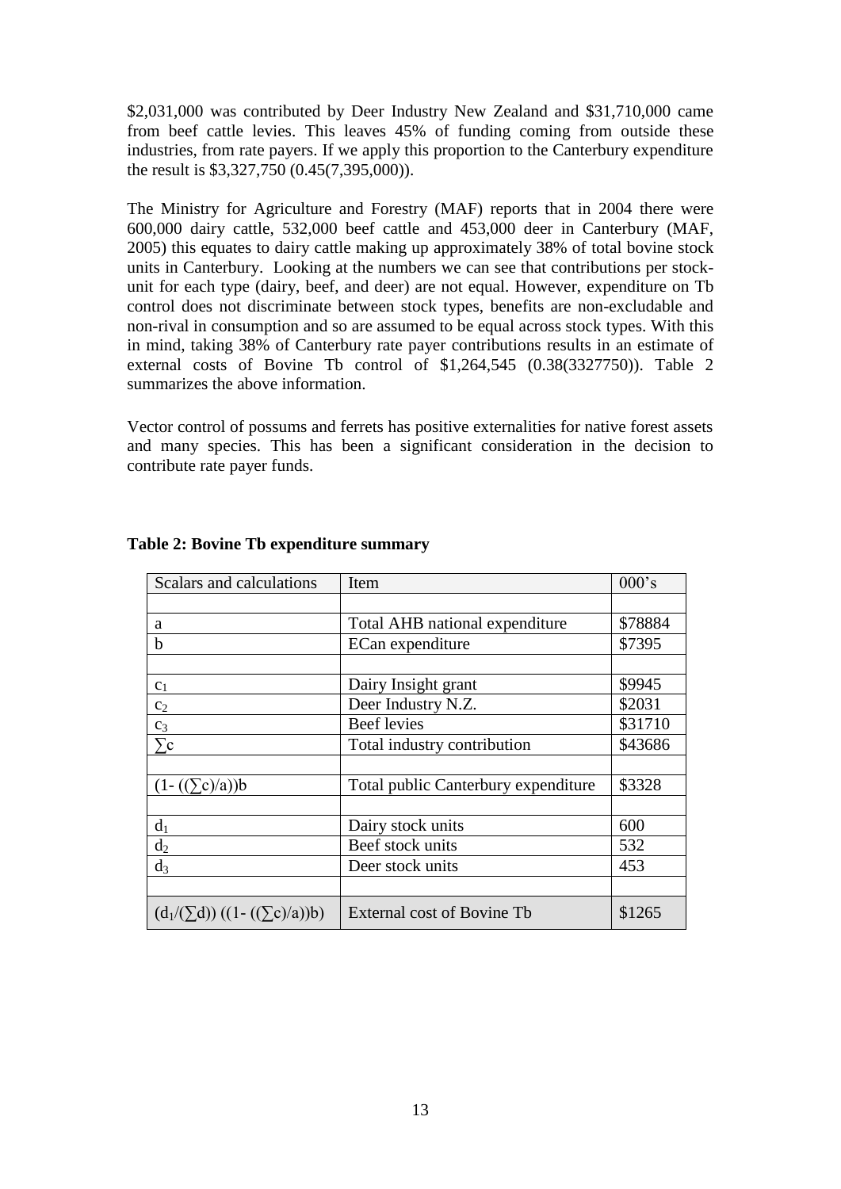$2,031,000 was contributed by Deer Industry New Zealand and $31,710,000 came from beef cattle levies. This leaves 45% of funding coming from outside these industries, from rate payers. If we apply this proportion to the Canterbury expenditure the result is $3,327,750 (0.45(7,395,000)).

The Ministry for Agriculture and Forestry (MAF) reports that in 2004 there were 600,000 dairy cattle, 532,000 beef cattle and 453,000 deer in Canterbury (MAF, 2005) this equates to dairy cattle making up approximately 38% of total bovine stock units in Canterbury. Looking at the numbers we can see that contributions per stock-unit for each type (dairy, beef, and deer) are not equal. However, expenditure on Tb control does not discriminate between stock types, benefits are non-excludable and non-rival in consumption and so are assumed to be equal across stock types. With this in mind, taking 38% of Canterbury rate payer contributions results in an estimate of external costs of Bovine Tb control of $1,264,545 (0.38(3327750)). Table 2 summarizes the above information.

Vector control of possums and ferrets has positive externalities for native forest assets and many species. This has been a significant consideration in the decision to contribute rate payer funds.

**Table 2: Bovine Tb expenditure summary**

| Scalars and calculations | Item | 000's |
|---|---|---|
| | | |
| a | Total AHB national expenditure | $78884 |
| b | ECan expenditure | $7395 |
| | | |
| $c_1$ | Dairy Insight grant | $9945 |
| $c_2$ | Deer Industry N.Z. | $2031 |
| $c_3$ | Beef levies | $31710 |
| $\sum c$ | Total industry contribution | $43686 |
| | | |
| $(1-((\sum c)/a))b$ | Total public Canterbury expenditure | $3328 |
| | | |
| $d_1$ | Dairy stock units | 600 |
| $d_2$ | Beef stock units | 532 |
| $d_3$ | Deer stock units | 453 |
| | | |
| $(d_1/(\sum d))((1-((\sum c)/a))b)$ | External cost of Bovine Tb | $1265 |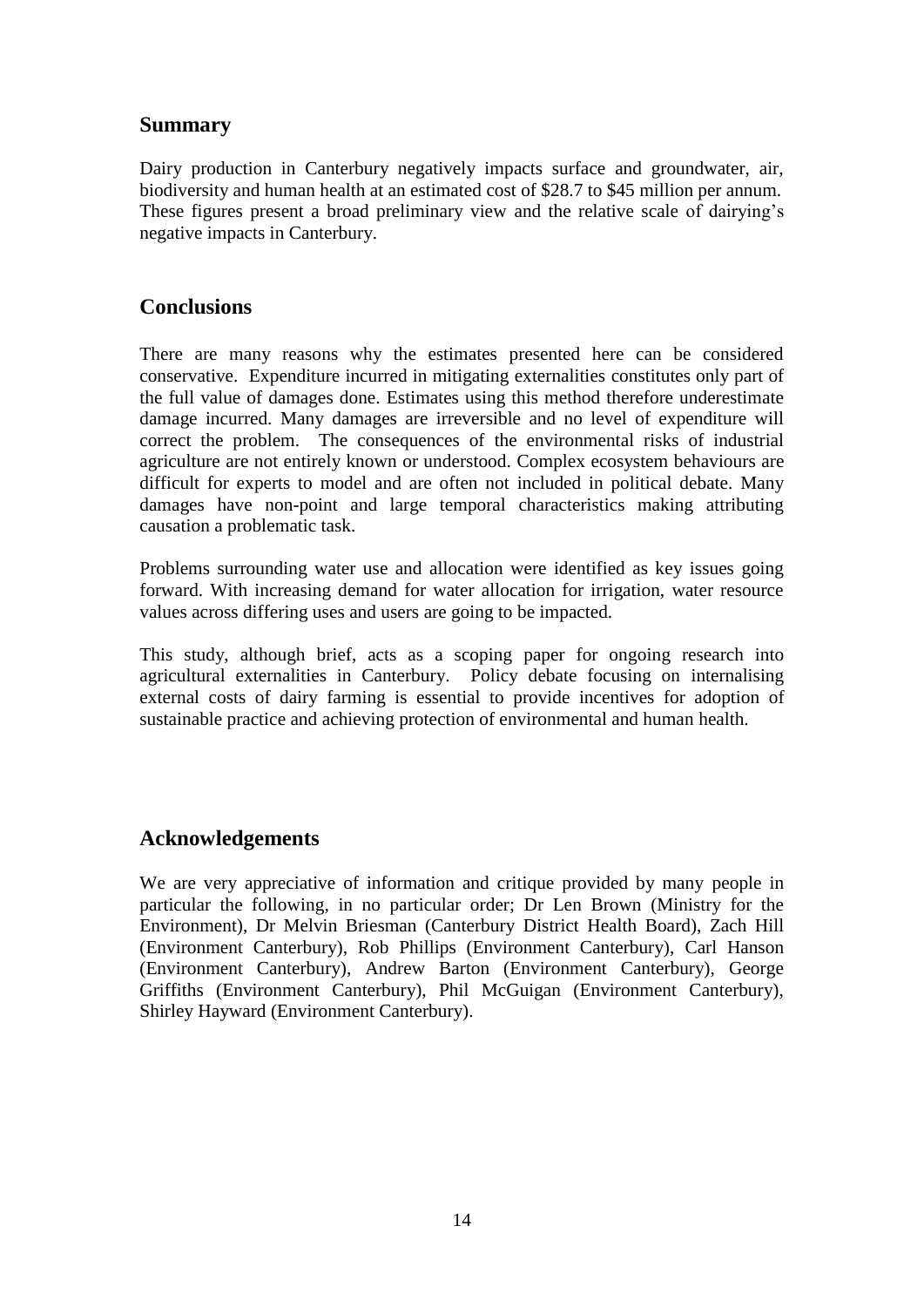## Summary

Dairy production in Canterbury negatively impacts surface and groundwater, air, biodiversity and human health at an estimated cost of $28.7 to $45 million per annum. These figures present a broad preliminary view and the relative scale of dairying's negative impacts in Canterbury.

## Conclusions

There are many reasons why the estimates presented here can be considered conservative. Expenditure incurred in mitigating externalities constitutes only part of the full value of damages done. Estimates using this method therefore underestimate damage incurred. Many damages are irreversible and no level of expenditure will correct the problem. The consequences of the environmental risks of industrial agriculture are not entirely known or understood. Complex ecosystem behaviours are difficult for experts to model and are often not included in political debate. Many damages have non-point and large temporal characteristics making attributing causation a problematic task.

Problems surrounding water use and allocation were identified as key issues going forward. With increasing demand for water allocation for irrigation, water resource values across differing uses and users are going to be impacted.

This study, although brief, acts as a scoping paper for ongoing research into agricultural externalities in Canterbury. Policy debate focusing on internalising external costs of dairy farming is essential to provide incentives for adoption of sustainable practice and achieving protection of environmental and human health.

## Acknowledgements

We are very appreciative of information and critique provided by many people in particular the following, in no particular order; Dr Len Brown (Ministry for the Environment), Dr Melvin Briesman (Canterbury District Health Board), Zach Hill (Environment Canterbury), Rob Phillips (Environment Canterbury), Carl Hanson (Environment Canterbury), Andrew Barton (Environment Canterbury), George Griffiths (Environment Canterbury), Phil McGuigan (Environment Canterbury), Shirley Hayward (Environment Canterbury).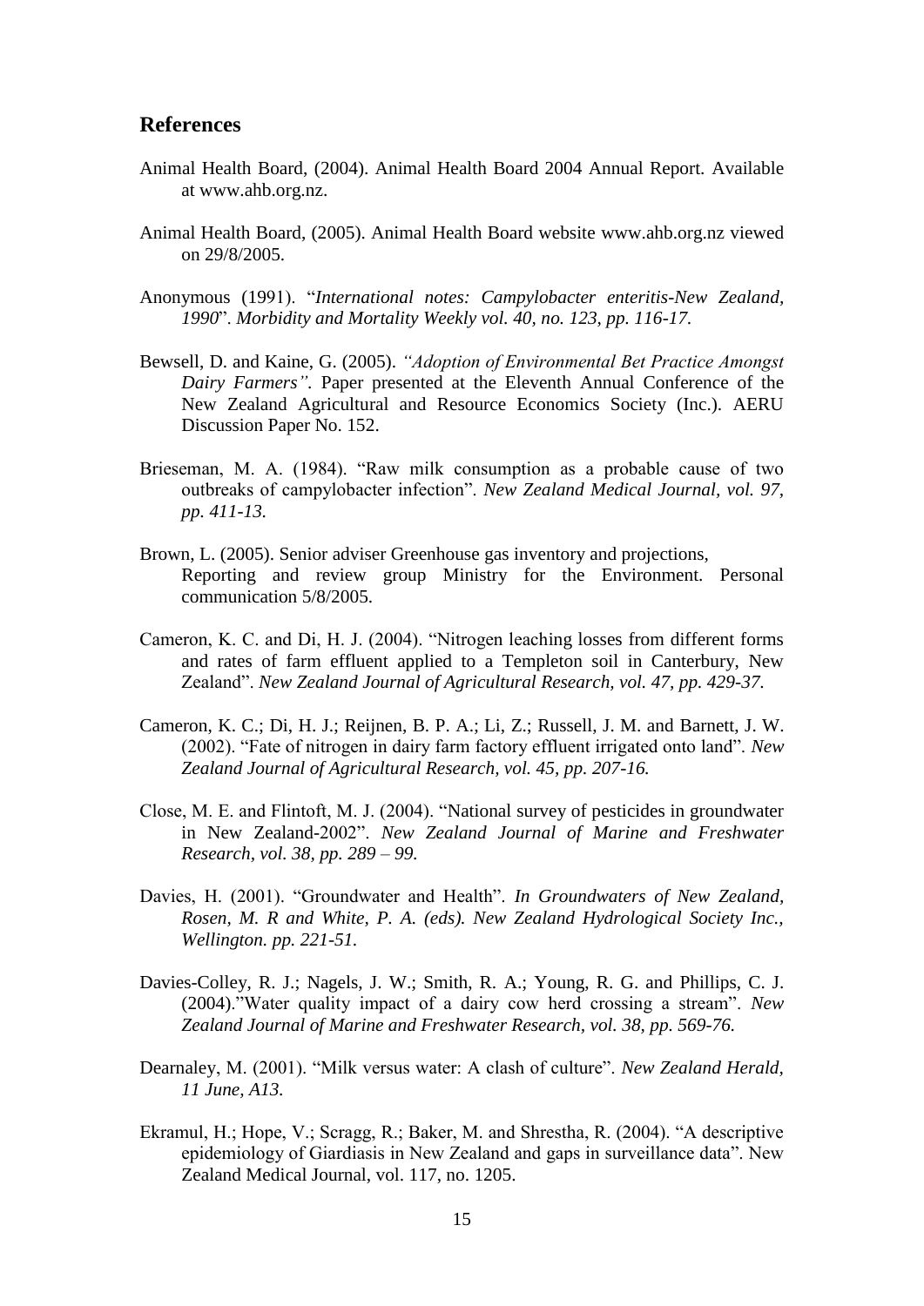## References

Animal Health Board, (2004). Animal Health Board 2004 Annual Report. Available at www.ahb.org.nz.

Animal Health Board, (2005). Animal Health Board website www.ahb.org.nz viewed on 29/8/2005.

Anonymous (1991). "*International notes: Campylobacter enteritis-New Zealand, 1990*". *Morbidity and Mortality Weekly vol. 40, no. 123, pp. 116-17.*

Bewsell, D. and Kaine, G. (2005). *"Adoption of Environmental Bet Practice Amongst Dairy Farmers"*. Paper presented at the Eleventh Annual Conference of the New Zealand Agricultural and Resource Economics Society (Inc.). AERU Discussion Paper No. 152.

Brieseman, M. A. (1984). "Raw milk consumption as a probable cause of two outbreaks of campylobacter infection". *New Zealand Medical Journal, vol. 97, pp. 411-13.*

Brown, L. (2005). Senior adviser Greenhouse gas inventory and projections, Reporting and review group Ministry for the Environment. Personal communication 5/8/2005.

Cameron, K. C. and Di, H. J. (2004). "Nitrogen leaching losses from different forms and rates of farm effluent applied to a Templeton soil in Canterbury, New Zealand". *New Zealand Journal of Agricultural Research, vol. 47, pp. 429-37.*

Cameron, K. C.; Di, H. J.; Reijnen, B. P. A.; Li, Z.; Russell, J. M. and Barnett, J. W. (2002). "Fate of nitrogen in dairy farm factory effluent irrigated onto land". *New Zealand Journal of Agricultural Research, vol. 45, pp. 207-16.*

Close, M. E. and Flintoft, M. J. (2004). "National survey of pesticides in groundwater in New Zealand-2002". *New Zealand Journal of Marine and Freshwater Research, vol. 38, pp. 289 – 99.*

Davies, H. (2001). "Groundwater and Health". *In Groundwaters of New Zealand, Rosen, M. R and White, P. A. (eds). New Zealand Hydrological Society Inc., Wellington. pp. 221-51.*

Davies-Colley, R. J.; Nagels, J. W.; Smith, R. A.; Young, R. G. and Phillips, C. J. (2004)."Water quality impact of a dairy cow herd crossing a stream". *New Zealand Journal of Marine and Freshwater Research, vol. 38, pp. 569-76.*

Dearnaley, M. (2001). "Milk versus water: A clash of culture". *New Zealand Herald, 11 June, A13.*

Ekramul, H.; Hope, V.; Scragg, R.; Baker, M. and Shrestha, R. (2004). "A descriptive epidemiology of Giardiasis in New Zealand and gaps in surveillance data". New Zealand Medical Journal, vol. 117, no. 1205.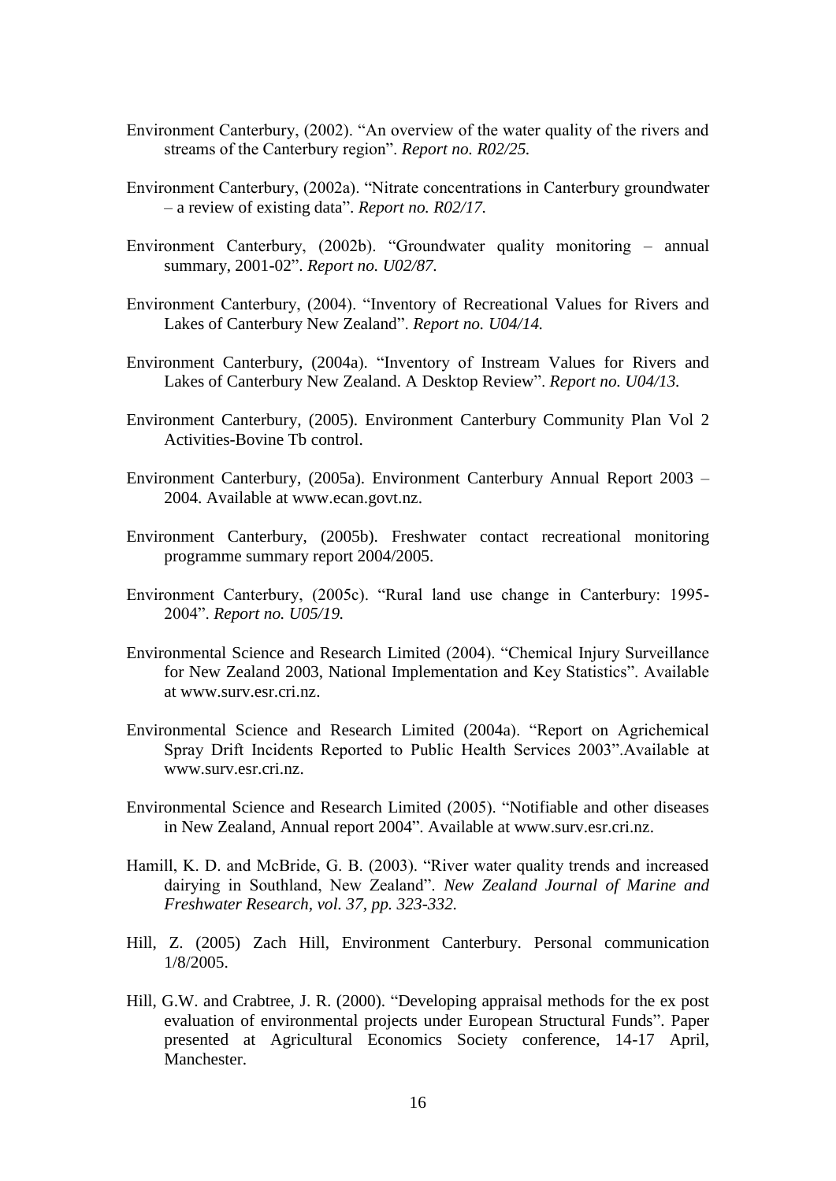Environment Canterbury, (2002). "An overview of the water quality of the rivers and streams of the Canterbury region". *Report no. R02/25.*

Environment Canterbury, (2002a). "Nitrate concentrations in Canterbury groundwater – a review of existing data". *Report no. R02/17.*

Environment Canterbury, (2002b). "Groundwater quality monitoring – annual summary, 2001-02". *Report no. U02/87.*

Environment Canterbury, (2004). "Inventory of Recreational Values for Rivers and Lakes of Canterbury New Zealand". *Report no. U04/14.*

Environment Canterbury, (2004a). "Inventory of Instream Values for Rivers and Lakes of Canterbury New Zealand. A Desktop Review". *Report no. U04/13.*

Environment Canterbury, (2005). Environment Canterbury Community Plan Vol 2 Activities-Bovine Tb control.

Environment Canterbury, (2005a). Environment Canterbury Annual Report 2003 – 2004. Available at www.ecan.govt.nz.

Environment Canterbury, (2005b). Freshwater contact recreational monitoring programme summary report 2004/2005.

Environment Canterbury, (2005c). "Rural land use change in Canterbury: 1995-2004". *Report no. U05/19.*

Environmental Science and Research Limited (2004). "Chemical Injury Surveillance for New Zealand 2003, National Implementation and Key Statistics". Available at www.surv.esr.cri.nz.

Environmental Science and Research Limited (2004a). "Report on Agrichemical Spray Drift Incidents Reported to Public Health Services 2003".Available at www.surv.esr.cri.nz.

Environmental Science and Research Limited (2005). "Notifiable and other diseases in New Zealand, Annual report 2004". Available at www.surv.esr.cri.nz.

Hamill, K. D. and McBride, G. B. (2003). "River water quality trends and increased dairying in Southland, New Zealand". *New Zealand Journal of Marine and Freshwater Research, vol. 37, pp. 323-332.*

Hill, Z. (2005) Zach Hill, Environment Canterbury. Personal communication 1/8/2005.

Hill, G.W. and Crabtree, J. R. (2000). "Developing appraisal methods for the ex post evaluation of environmental projects under European Structural Funds". Paper presented at Agricultural Economics Society conference, 14-17 April, Manchester.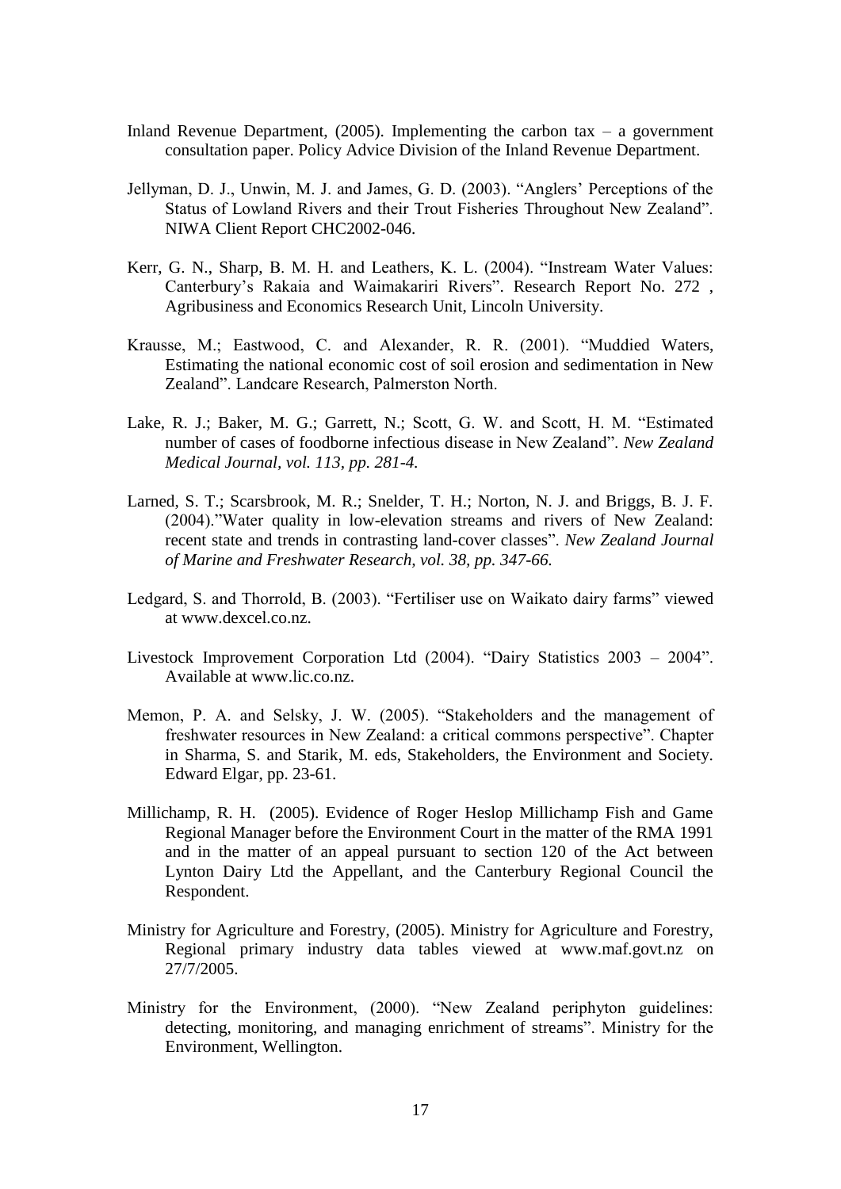Inland Revenue Department, (2005). Implementing the carbon tax – a government consultation paper. Policy Advice Division of the Inland Revenue Department.

Jellyman, D. J., Unwin, M. J. and James, G. D. (2003). "Anglers' Perceptions of the Status of Lowland Rivers and their Trout Fisheries Throughout New Zealand". NIWA Client Report CHC2002-046.

Kerr, G. N., Sharp, B. M. H. and Leathers, K. L. (2004). "Instream Water Values: Canterbury's Rakaia and Waimakariri Rivers". Research Report No. 272 , Agribusiness and Economics Research Unit, Lincoln University.

Krausse, M.; Eastwood, C. and Alexander, R. R. (2001). "Muddied Waters, Estimating the national economic cost of soil erosion and sedimentation in New Zealand". Landcare Research, Palmerston North.

Lake, R. J.; Baker, M. G.; Garrett, N.; Scott, G. W. and Scott, H. M. "Estimated number of cases of foodborne infectious disease in New Zealand". *New Zealand Medical Journal, vol. 113, pp. 281-4.*

Larned, S. T.; Scarsbrook, M. R.; Snelder, T. H.; Norton, N. J. and Briggs, B. J. F. (2004)."Water quality in low-elevation streams and rivers of New Zealand: recent state and trends in contrasting land-cover classes". *New Zealand Journal of Marine and Freshwater Research, vol. 38, pp. 347-66.*

Ledgard, S. and Thorrold, B. (2003). "Fertiliser use on Waikato dairy farms" viewed at www.dexcel.co.nz.

Livestock Improvement Corporation Ltd (2004). "Dairy Statistics 2003 – 2004". Available at www.lic.co.nz.

Memon, P. A. and Selsky, J. W. (2005). "Stakeholders and the management of freshwater resources in New Zealand: a critical commons perspective". Chapter in Sharma, S. and Starik, M. eds, Stakeholders, the Environment and Society. Edward Elgar, pp. 23-61.

Millichamp, R. H. (2005). Evidence of Roger Heslop Millichamp Fish and Game Regional Manager before the Environment Court in the matter of the RMA 1991 and in the matter of an appeal pursuant to section 120 of the Act between Lynton Dairy Ltd the Appellant, and the Canterbury Regional Council the Respondent.

Ministry for Agriculture and Forestry, (2005). Ministry for Agriculture and Forestry, Regional primary industry data tables viewed at www.maf.govt.nz on 27/7/2005.

Ministry for the Environment, (2000). "New Zealand periphyton guidelines: detecting, monitoring, and managing enrichment of streams". Ministry for the Environment, Wellington.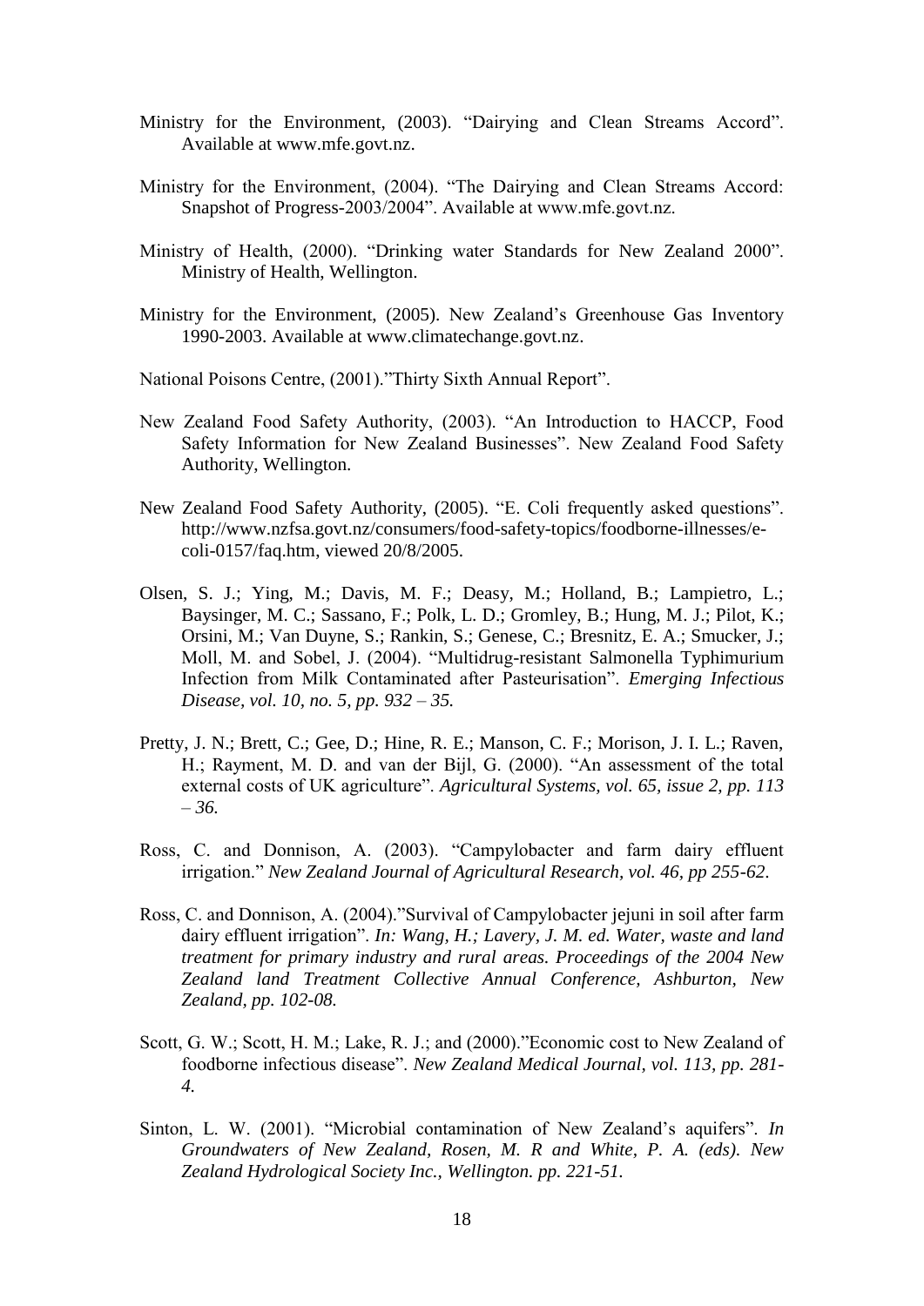Ministry for the Environment, (2003). "Dairying and Clean Streams Accord". Available at www.mfe.govt.nz.

Ministry for the Environment, (2004). "The Dairying and Clean Streams Accord: Snapshot of Progress-2003/2004". Available at www.mfe.govt.nz.

Ministry of Health, (2000). "Drinking water Standards for New Zealand 2000". Ministry of Health, Wellington.

Ministry for the Environment, (2005). New Zealand's Greenhouse Gas Inventory 1990-2003. Available at www.climatechange.govt.nz.

National Poisons Centre, (2001)."Thirty Sixth Annual Report".

New Zealand Food Safety Authority, (2003). "An Introduction to HACCP, Food Safety Information for New Zealand Businesses". New Zealand Food Safety Authority, Wellington.

New Zealand Food Safety Authority, (2005). "E. Coli frequently asked questions". http://www.nzfsa.govt.nz/consumers/food-safety-topics/foodborne-illnesses/e-coli-0157/faq.htm, viewed 20/8/2005.

Olsen, S. J.; Ying, M.; Davis, M. F.; Deasy, M.; Holland, B.; Lampietro, L.; Baysinger, M. C.; Sassano, F.; Polk, L. D.; Gromley, B.; Hung, M. J.; Pilot, K.; Orsini, M.; Van Duyne, S.; Rankin, S.; Genese, C.; Bresnitz, E. A.; Smucker, J.; Moll, M. and Sobel, J. (2004). "Multidrug-resistant Salmonella Typhimurium Infection from Milk Contaminated after Pasteurisation". *Emerging Infectious Disease, vol. 10, no. 5, pp. 932 – 35.*

Pretty, J. N.; Brett, C.; Gee, D.; Hine, R. E.; Manson, C. F.; Morison, J. I. L.; Raven, H.; Rayment, M. D. and van der Bijl, G. (2000). "An assessment of the total external costs of UK agriculture". *Agricultural Systems, vol. 65, issue 2, pp. 113 – 36.*

Ross, C. and Donnison, A. (2003). "Campylobacter and farm dairy effluent irrigation." *New Zealand Journal of Agricultural Research, vol. 46, pp 255-62.*

Ross, C. and Donnison, A. (2004)."Survival of Campylobacter jejuni in soil after farm dairy effluent irrigation". *In: Wang, H.; Lavery, J. M. ed. Water, waste and land treatment for primary industry and rural areas. Proceedings of the 2004 New Zealand land Treatment Collective Annual Conference, Ashburton, New Zealand, pp. 102-08.*

Scott, G. W.; Scott, H. M.; Lake, R. J.; and (2000)."Economic cost to New Zealand of foodborne infectious disease". *New Zealand Medical Journal, vol. 113, pp. 281-4.*

Sinton, L. W. (2001). "Microbial contamination of New Zealand's aquifers". *In Groundwaters of New Zealand, Rosen, M. R and White, P. A. (eds). New Zealand Hydrological Society Inc., Wellington. pp. 221-51.*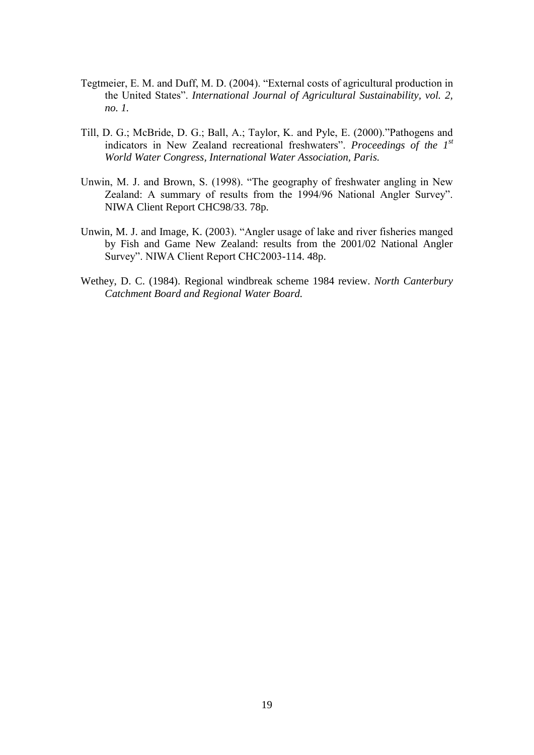Tegtmeier, E. M. and Duff, M. D. (2004). "External costs of agricultural production in the United States". *International Journal of Agricultural Sustainability, vol. 2, no. 1.*

Till, D. G.; McBride, D. G.; Ball, A.; Taylor, K. and Pyle, E. (2000)."Pathogens and indicators in New Zealand recreational freshwaters". *Proceedings of the 1st World Water Congress, International Water Association, Paris.*

Unwin, M. J. and Brown, S. (1998). "The geography of freshwater angling in New Zealand: A summary of results from the 1994/96 National Angler Survey". NIWA Client Report CHC98/33. 78p.

Unwin, M. J. and Image, K. (2003). "Angler usage of lake and river fisheries manged by Fish and Game New Zealand: results from the 2001/02 National Angler Survey". NIWA Client Report CHC2003-114. 48p.

Wethey, D. C. (1984). Regional windbreak scheme 1984 review. *North Canterbury Catchment Board and Regional Water Board.*